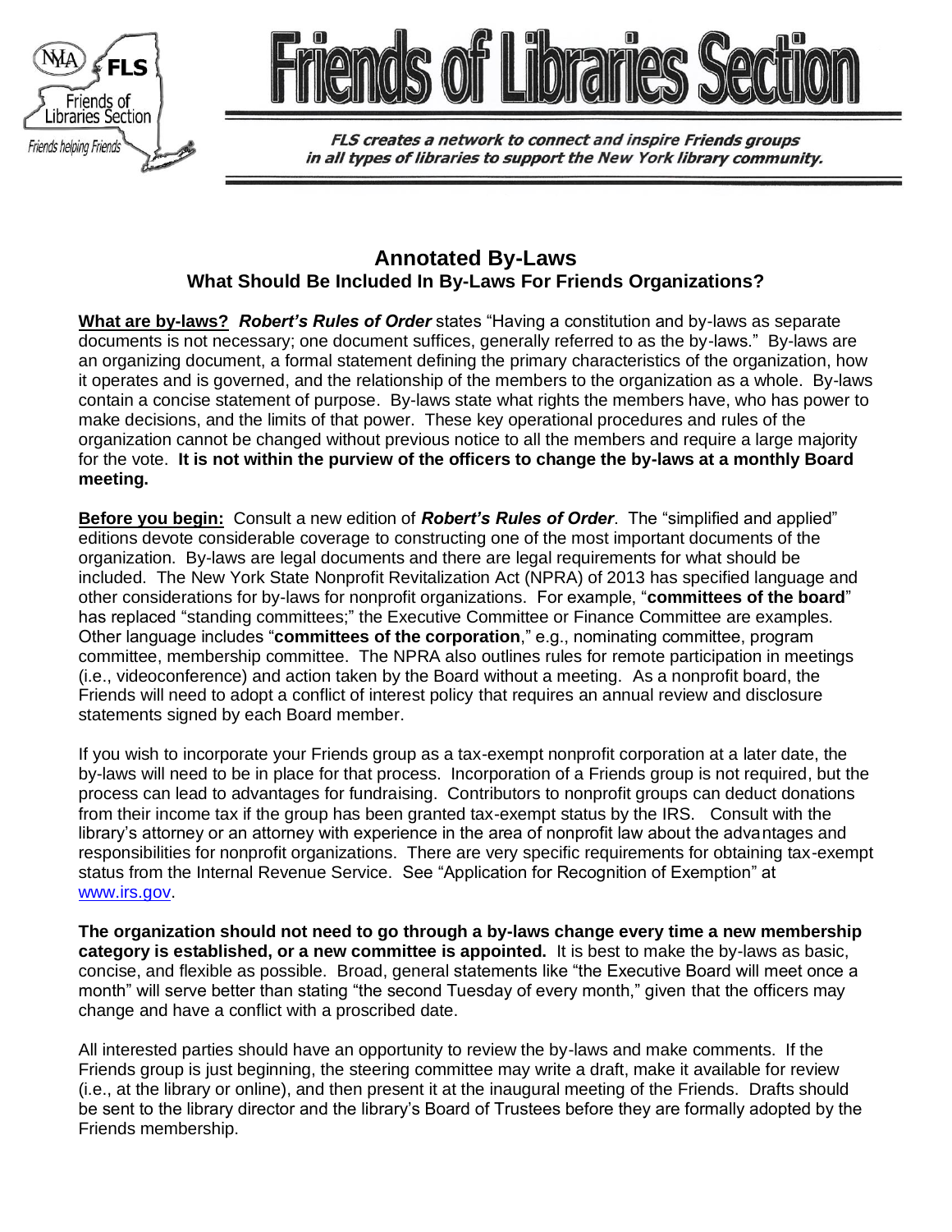# Friends of Libraries Section

*FLS creates a network to connect and inspire Friends groups in all types of libraries to support the New York library community.*

## Annotated By-Laws
### What Should Be Included In By-Laws For Friends Organizations?

**What are by-laws?** ***Robert's Rules of Order*** states "Having a constitution and by-laws as separate documents is not necessary; one document suffices, generally referred to as the by-laws." By-laws are an organizing document, a formal statement defining the primary characteristics of the organization, how it operates and is governed, and the relationship of the members to the organization as a whole. By-laws contain a concise statement of purpose. By-laws state what rights the members have, who has power to make decisions, and the limits of that power. These key operational procedures and rules of the organization cannot be changed without previous notice to all the members and require a large majority for the vote. **It is not within the purview of the officers to change the by-laws at a monthly Board meeting.**

**Before you begin:** Consult a new edition of ***Robert's Rules of Order***. The "simplified and applied" editions devote considerable coverage to constructing one of the most important documents of the organization. By-laws are legal documents and there are legal requirements for what should be included. The New York State Nonprofit Revitalization Act (NPRA) of 2013 has specified language and other considerations for by-laws for nonprofit organizations. For example, "**committees of the board**" has replaced "standing committees;" the Executive Committee or Finance Committee are examples. Other language includes "**committees of the corporation**," e.g., nominating committee, program committee, membership committee. The NPRA also outlines rules for remote participation in meetings (i.e., videoconference) and action taken by the Board without a meeting. As a nonprofit board, the Friends will need to adopt a conflict of interest policy that requires an annual review and disclosure statements signed by each Board member.

If you wish to incorporate your Friends group as a tax-exempt nonprofit corporation at a later date, the by-laws will need to be in place for that process. Incorporation of a Friends group is not required, but the process can lead to advantages for fundraising. Contributors to nonprofit groups can deduct donations from their income tax if the group has been granted tax-exempt status by the IRS. Consult with the library's attorney or an attorney with experience in the area of nonprofit law about the advantages and responsibilities for nonprofit organizations. There are very specific requirements for obtaining tax-exempt status from the Internal Revenue Service. See "Application for Recognition of Exemption" at www.irs.gov.

**The organization should not need to go through a by-laws change every time a new membership category is established, or a new committee is appointed.** It is best to make the by-laws as basic, concise, and flexible as possible. Broad, general statements like "the Executive Board will meet once a month" will serve better than stating "the second Tuesday of every month," given that the officers may change and have a conflict with a proscribed date.

All interested parties should have an opportunity to review the by-laws and make comments. If the Friends group is just beginning, the steering committee may write a draft, make it available for review (i.e., at the library or online), and then present it at the inaugural meeting of the Friends. Drafts should be sent to the library director and the library's Board of Trustees before they are formally adopted by the Friends membership.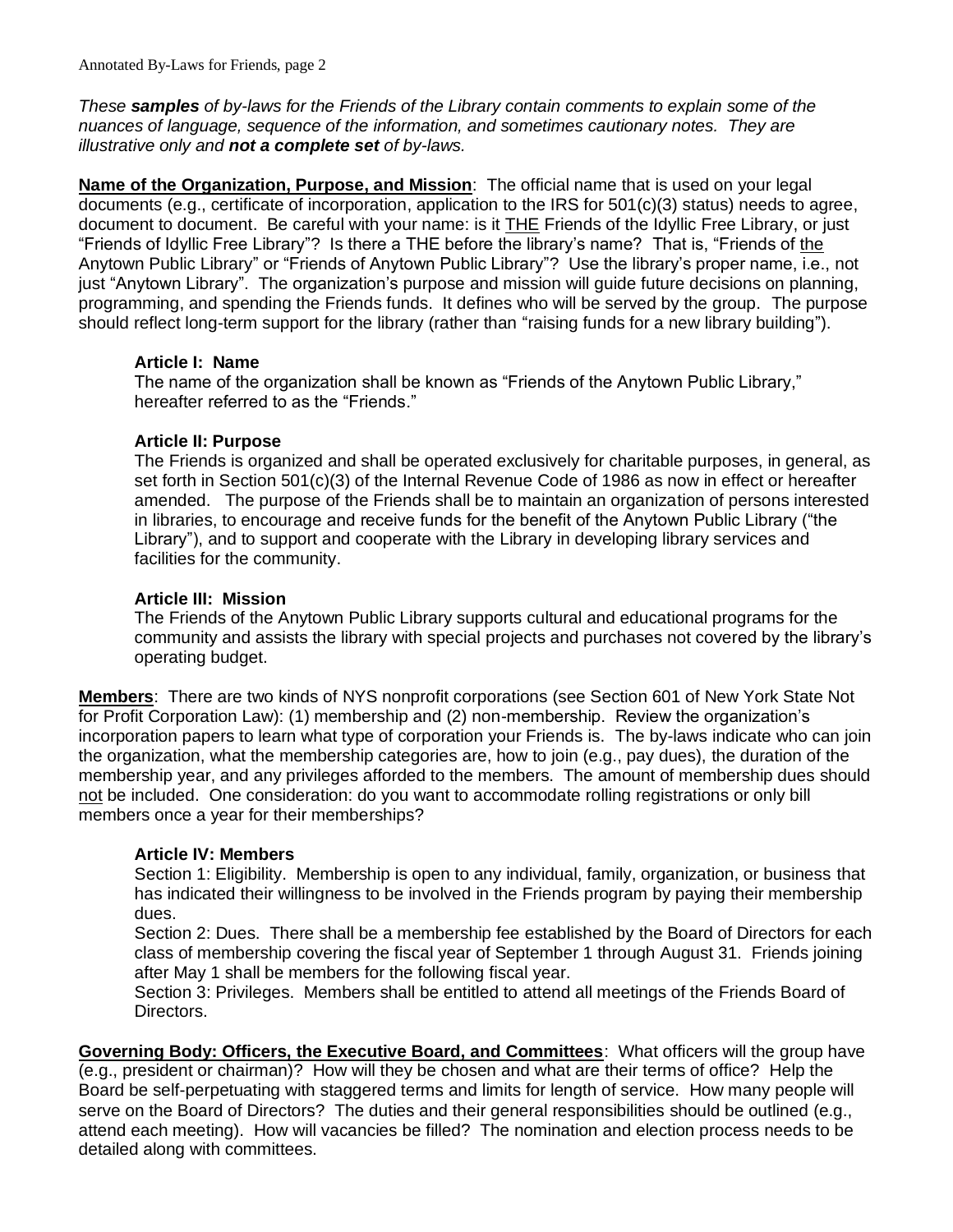*These **samples** of by-laws for the Friends of the Library contain comments to explain some of the nuances of language, sequence of the information, and sometimes cautionary notes. They are illustrative only and **not a complete set** of by-laws.*

**Name of the Organization, Purpose, and Mission**: The official name that is used on your legal documents (e.g., certificate of incorporation, application to the IRS for 501(c)(3) status) needs to agree, document to document. Be careful with your name: is it THE Friends of the Idyllic Free Library, or just "Friends of Idyllic Free Library"? Is there a THE before the library's name? That is, "Friends of the Anytown Public Library" or "Friends of Anytown Public Library"? Use the library's proper name, i.e., not just "Anytown Library". The organization's purpose and mission will guide future decisions on planning, programming, and spending the Friends funds. It defines who will be served by the group. The purpose should reflect long-term support for the library (rather than "raising funds for a new library building").

**Article I: Name**

The name of the organization shall be known as "Friends of the Anytown Public Library," hereafter referred to as the "Friends."

**Article II: Purpose**

The Friends is organized and shall be operated exclusively for charitable purposes, in general, as set forth in Section 501(c)(3) of the Internal Revenue Code of 1986 as now in effect or hereafter amended. The purpose of the Friends shall be to maintain an organization of persons interested in libraries, to encourage and receive funds for the benefit of the Anytown Public Library ("the Library"), and to support and cooperate with the Library in developing library services and facilities for the community.

**Article III: Mission**

The Friends of the Anytown Public Library supports cultural and educational programs for the community and assists the library with special projects and purchases not covered by the library's operating budget.

**Members**: There are two kinds of NYS nonprofit corporations (see Section 601 of New York State Not for Profit Corporation Law): (1) membership and (2) non-membership. Review the organization's incorporation papers to learn what type of corporation your Friends is. The by-laws indicate who can join the organization, what the membership categories are, how to join (e.g., pay dues), the duration of the membership year, and any privileges afforded to the members. The amount of membership dues should not be included. One consideration: do you want to accommodate rolling registrations or only bill members once a year for their memberships?

**Article IV: Members**

Section 1: Eligibility. Membership is open to any individual, family, organization, or business that has indicated their willingness to be involved in the Friends program by paying their membership dues.

Section 2: Dues. There shall be a membership fee established by the Board of Directors for each class of membership covering the fiscal year of September 1 through August 31. Friends joining after May 1 shall be members for the following fiscal year.

Section 3: Privileges. Members shall be entitled to attend all meetings of the Friends Board of Directors.

**Governing Body: Officers, the Executive Board, and Committees**: What officers will the group have (e.g., president or chairman)? How will they be chosen and what are their terms of office? Help the Board be self-perpetuating with staggered terms and limits for length of service. How many people will serve on the Board of Directors? The duties and their general responsibilities should be outlined (e.g., attend each meeting). How will vacancies be filled? The nomination and election process needs to be detailed along with committees.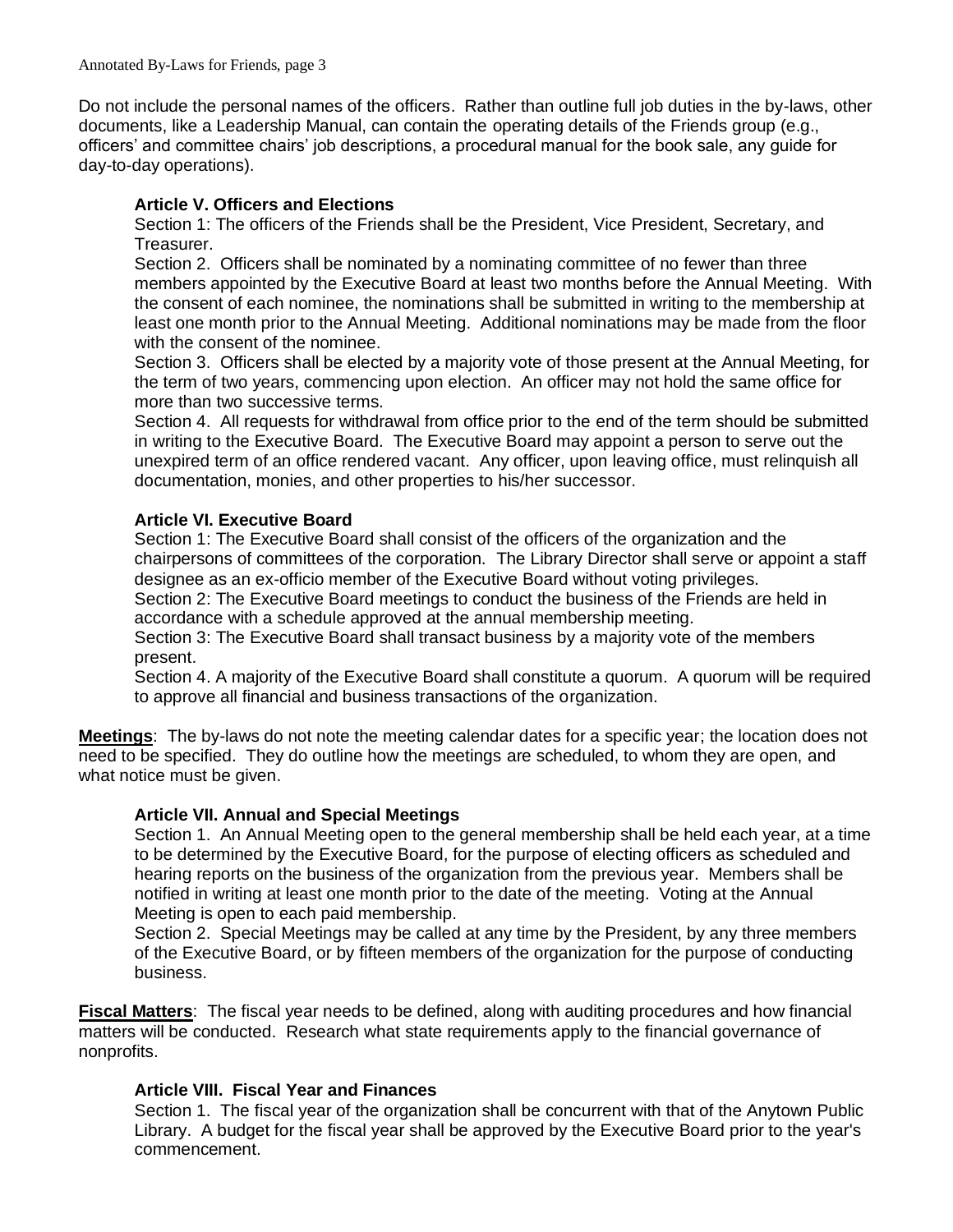Do not include the personal names of the officers. Rather than outline full job duties in the by-laws, other documents, like a Leadership Manual, can contain the operating details of the Friends group (e.g., officers' and committee chairs' job descriptions, a procedural manual for the book sale, any guide for day-to-day operations).

### Article V. Officers and Elections

Section 1: The officers of the Friends shall be the President, Vice President, Secretary, and Treasurer.

Section 2. Officers shall be nominated by a nominating committee of no fewer than three members appointed by the Executive Board at least two months before the Annual Meeting. With the consent of each nominee, the nominations shall be submitted in writing to the membership at least one month prior to the Annual Meeting. Additional nominations may be made from the floor with the consent of the nominee.

Section 3. Officers shall be elected by a majority vote of those present at the Annual Meeting, for the term of two years, commencing upon election. An officer may not hold the same office for more than two successive terms.

Section 4. All requests for withdrawal from office prior to the end of the term should be submitted in writing to the Executive Board. The Executive Board may appoint a person to serve out the unexpired term of an office rendered vacant. Any officer, upon leaving office, must relinquish all documentation, monies, and other properties to his/her successor.

### Article VI. Executive Board

Section 1: The Executive Board shall consist of the officers of the organization and the chairpersons of committees of the corporation. The Library Director shall serve or appoint a staff designee as an ex-officio member of the Executive Board without voting privileges.

Section 2: The Executive Board meetings to conduct the business of the Friends are held in accordance with a schedule approved at the annual membership meeting.

Section 3: The Executive Board shall transact business by a majority vote of the members present.

Section 4. A majority of the Executive Board shall constitute a quorum. A quorum will be required to approve all financial and business transactions of the organization.

**Meetings**: The by-laws do not note the meeting calendar dates for a specific year; the location does not need to be specified. They do outline how the meetings are scheduled, to whom they are open, and what notice must be given.

### Article VII. Annual and Special Meetings

Section 1. An Annual Meeting open to the general membership shall be held each year, at a time to be determined by the Executive Board, for the purpose of electing officers as scheduled and hearing reports on the business of the organization from the previous year. Members shall be notified in writing at least one month prior to the date of the meeting. Voting at the Annual Meeting is open to each paid membership.

Section 2. Special Meetings may be called at any time by the President, by any three members of the Executive Board, or by fifteen members of the organization for the purpose of conducting business.

**Fiscal Matters**: The fiscal year needs to be defined, along with auditing procedures and how financial matters will be conducted. Research what state requirements apply to the financial governance of nonprofits.

### Article VIII. Fiscal Year and Finances

Section 1. The fiscal year of the organization shall be concurrent with that of the Anytown Public Library. A budget for the fiscal year shall be approved by the Executive Board prior to the year's commencement.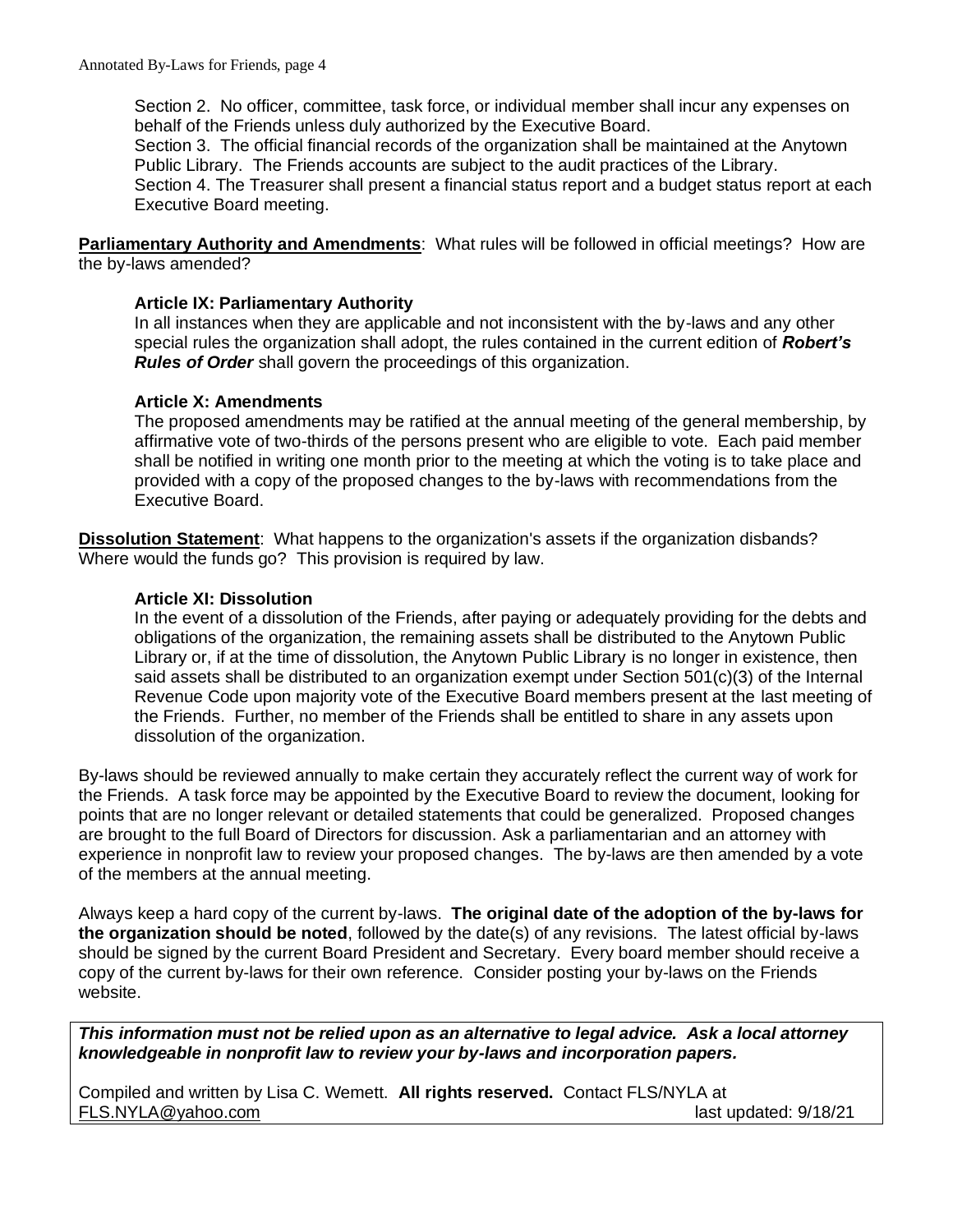Section 2. No officer, committee, task force, or individual member shall incur any expenses on behalf of the Friends unless duly authorized by the Executive Board.
Section 3. The official financial records of the organization shall be maintained at the Anytown Public Library. The Friends accounts are subject to the audit practices of the Library.
Section 4. The Treasurer shall present a financial status report and a budget status report at each Executive Board meeting.

**Parliamentary Authority and Amendments**: What rules will be followed in official meetings? How are the by-laws amended?

**Article IX: Parliamentary Authority**
In all instances when they are applicable and not inconsistent with the by-laws and any other special rules the organization shall adopt, the rules contained in the current edition of ***Robert's Rules of Order*** shall govern the proceedings of this organization.

**Article X: Amendments**
The proposed amendments may be ratified at the annual meeting of the general membership, by affirmative vote of two-thirds of the persons present who are eligible to vote. Each paid member shall be notified in writing one month prior to the meeting at which the voting is to take place and provided with a copy of the proposed changes to the by-laws with recommendations from the Executive Board.

**Dissolution Statement**: What happens to the organization's assets if the organization disbands? Where would the funds go? This provision is required by law.

**Article XI: Dissolution**
In the event of a dissolution of the Friends, after paying or adequately providing for the debts and obligations of the organization, the remaining assets shall be distributed to the Anytown Public Library or, if at the time of dissolution, the Anytown Public Library is no longer in existence, then said assets shall be distributed to an organization exempt under Section 501(c)(3) of the Internal Revenue Code upon majority vote of the Executive Board members present at the last meeting of the Friends. Further, no member of the Friends shall be entitled to share in any assets upon dissolution of the organization.

By-laws should be reviewed annually to make certain they accurately reflect the current way of work for the Friends. A task force may be appointed by the Executive Board to review the document, looking for points that are no longer relevant or detailed statements that could be generalized. Proposed changes are brought to the full Board of Directors for discussion. Ask a parliamentarian and an attorney with experience in nonprofit law to review your proposed changes. The by-laws are then amended by a vote of the members at the annual meeting.

Always keep a hard copy of the current by-laws. **The original date of the adoption of the by-laws for the organization should be noted**, followed by the date(s) of any revisions. The latest official by-laws should be signed by the current Board President and Secretary. Every board member should receive a copy of the current by-laws for their own reference. Consider posting your by-laws on the Friends website.

***This information must not be relied upon as an alternative to legal advice. Ask a local attorney knowledgeable in nonprofit law to review your by-laws and incorporation papers.***

Compiled and written by Lisa C. Wemett. **All rights reserved.** Contact FLS/NYLA at FLS.NYLA@yahoo.com last updated: 9/18/21